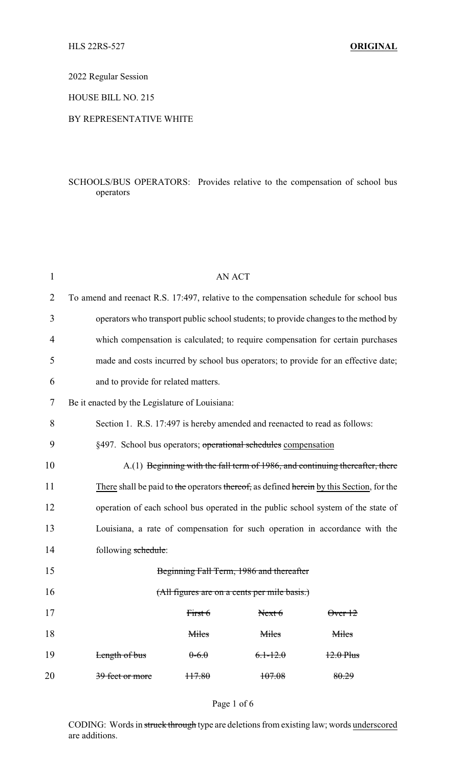2022 Regular Session

HOUSE BILL NO. 215

BY REPRESENTATIVE WHITE

SCHOOLS/BUS OPERATORS: Provides relative to the compensation of school bus operators

AN ACT

To amend and reenact R.S. 17:497, relative to the compensation schedule for school bus operators who transport public school students; to provide changes to the method by which compensation is calculated; to require compensation for certain purchases made and costs incurred by school bus operators; to provide for an effective date; and to provide for related matters.

Be it enacted by the Legislature of Louisiana:

Section 1. R.S. 17:497 is hereby amended and reenacted to read as follows:

§497. School bus operators; ~~operational schedules~~ compensation

A.(1) ~~Beginning with the fall term of 1986, and continuing thereafter, there~~ There shall be paid to ~~the~~ operators ~~thereof,~~ as defined ~~herein~~ by this Section, for the operation of each school bus operated in the public school system of the state of Louisiana, a rate of compensation for such operation in accordance with the following ~~schedule~~:

~~Beginning Fall Term, 1986 and thereafter~~

~~(All figures are on a cents per mile basis.)~~

| | ~~First 6 Miles~~ | ~~Next 6 Miles~~ | ~~Over 12 Miles~~ |
|---|---|---|---|
| ~~Length of bus~~ | ~~0-6.0~~ | ~~6.1-12.0~~ | ~~12.0 Plus~~ |
| ~~39 feet or more~~ | ~~117.80~~ | ~~107.08~~ | ~~80.29~~ |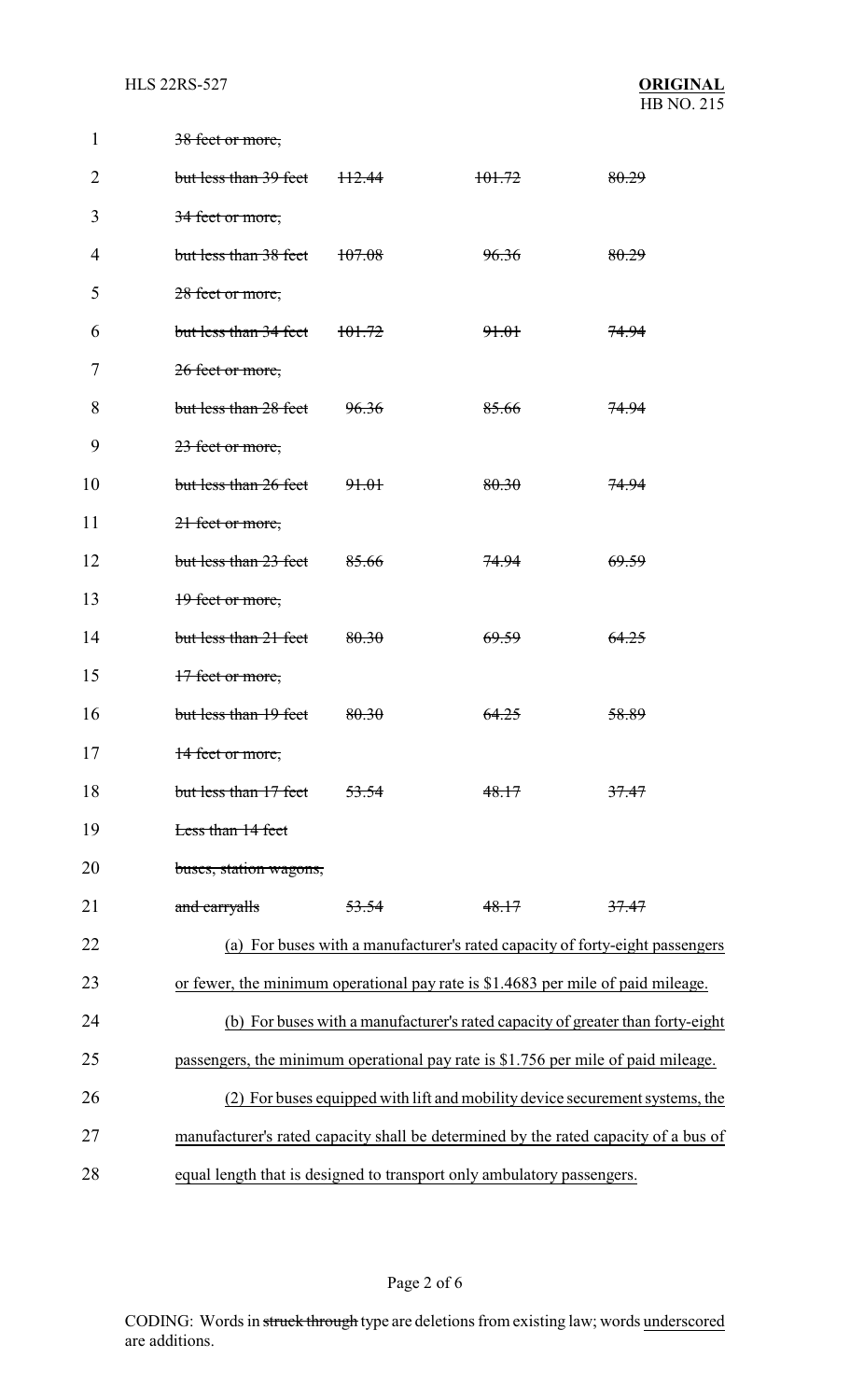| | | | |
|---|---|---|---|
| ~~38 feet or more,~~ | | | |
| ~~but less than 39 feet~~ | ~~112.44~~ | ~~101.72~~ | ~~80.29~~ |
| ~~34 feet or more,~~ | | | |
| ~~but less than 38 feet~~ | ~~107.08~~ | ~~96.36~~ | ~~80.29~~ |
| ~~28 feet or more,~~ | | | |
| ~~but less than 34 feet~~ | ~~101.72~~ | ~~91.01~~ | ~~74.94~~ |
| ~~26 feet or more,~~ | | | |
| ~~but less than 28 feet~~ | ~~96.36~~ | ~~85.66~~ | ~~74.94~~ |
| ~~23 feet or more,~~ | | | |
| ~~but less than 26 feet~~ | ~~91.01~~ | ~~80.30~~ | ~~74.94~~ |
| ~~21 feet or more,~~ | | | |
| ~~but less than 23 feet~~ | ~~85.66~~ | ~~74.94~~ | ~~69.59~~ |
| ~~19 feet or more,~~ | | | |
| ~~but less than 21 feet~~ | ~~80.30~~ | ~~69.59~~ | ~~64.25~~ |
| ~~17 feet or more,~~ | | | |
| ~~but less than 19 feet~~ | ~~80.30~~ | ~~64.25~~ | ~~58.89~~ |
| ~~14 feet or more,~~ | | | |
| ~~but less than 17 feet~~ | ~~53.54~~ | ~~48.17~~ | ~~37.47~~ |
| ~~Less than 14 feet~~ | | | |
| ~~buses, station wagons,~~ | | | |
| ~~and carryalls~~ | ~~53.54~~ | ~~48.17~~ | ~~37.47~~ |

<u>(a) For buses with a manufacturer's rated capacity of forty-eight passengers or fewer, the minimum operational pay rate is $1.4683 per mile of paid mileage.</u>

<u>(b) For buses with a manufacturer's rated capacity of greater than forty-eight passengers, the minimum operational pay rate is $1.756 per mile of paid mileage.</u>

<u>(2) For buses equipped with lift and mobility device securement systems, the manufacturer's rated capacity shall be determined by the rated capacity of a bus of equal length that is designed to transport only ambulatory passengers.</u>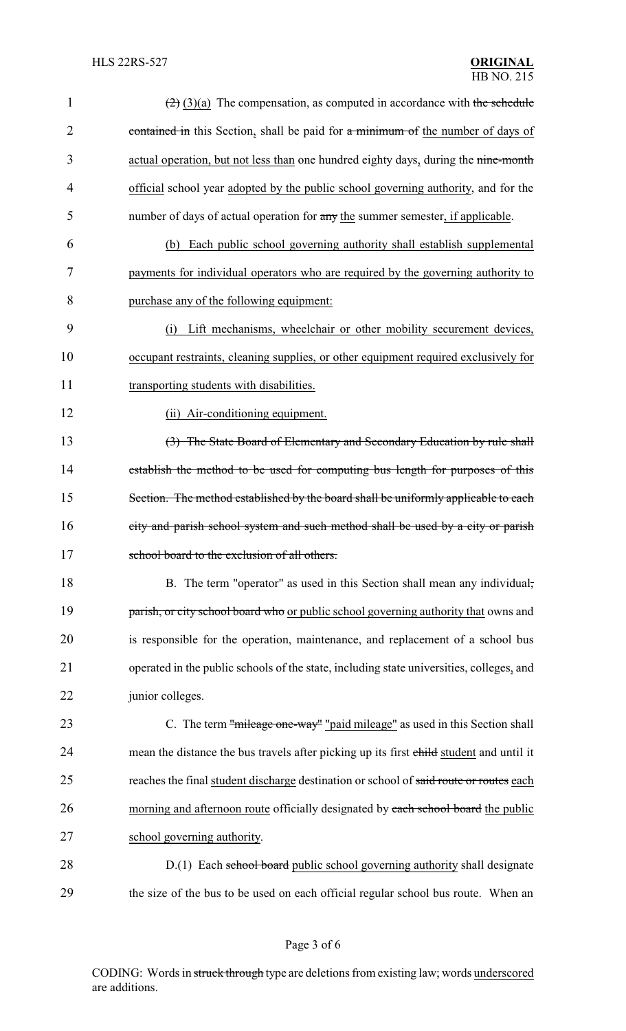~~(2)~~ <u>(3)(a)</u> The compensation, as computed in accordance with ~~the schedule contained in~~ this Section<u>,</u> shall be paid for ~~a minimum of~~ the number of days of <u>actual operation, but not less than</u> one hundred eighty days<u>,</u> during the ~~nine-month~~ <u>official</u> school year <u>adopted by the public school governing authority</u>, and for the number of days of actual operation for ~~any~~ <u>the</u> summer semester<u>, if applicable</u>.

<u>(b) Each public school governing authority shall establish supplemental payments for individual operators who are required by the governing authority to purchase any of the following equipment:</u>

<u>(i) Lift mechanisms, wheelchair or other mobility securement devices, occupant restraints, cleaning supplies, or other equipment required exclusively for transporting students with disabilities.</u>

<u>(ii) Air-conditioning equipment.</u>

~~(3) The State Board of Elementary and Secondary Education by rule shall establish the method to be used for computing bus length for purposes of this Section. The method established by the board shall be uniformly applicable to each city and parish school system and such method shall be used by a city or parish school board to the exclusion of all others.~~

B. The term "operator" as used in this Section shall mean any individual~~, parish, or city school board who~~ <u>or public school governing authority that</u> owns and is responsible for the operation, maintenance, and replacement of a school bus operated in the public schools of the state, including state universities, colleges<u>,</u> and junior colleges.

C. The term ~~"mileage one-way"~~ <u>"paid mileage"</u> as used in this Section shall mean the distance the bus travels after picking up its first ~~child~~ <u>student</u> and until it reaches the final <u>student discharge</u> destination or school of ~~said route or routes~~ <u>each morning and afternoon route</u> officially designated by ~~each school board~~ <u>the public school governing authority</u>.

D.(1) Each ~~school board~~ <u>public school governing authority</u> shall designate the size of the bus to be used on each official regular school bus route. When an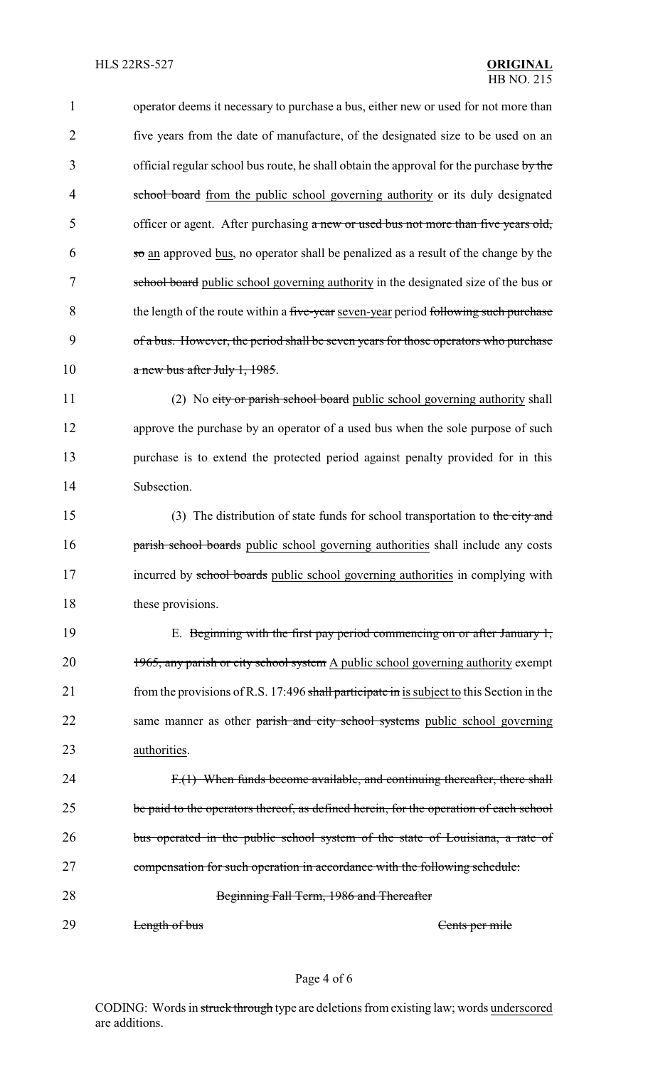operator deems it necessary to purchase a bus, either new or used for not more than five years from the date of manufacture, of the designated size to be used on an official regular school bus route, he shall obtain the approval for the purchase ~~by the school board~~ from the public school governing authority or its duly designated officer or agent. After purchasing ~~a new or used bus not more than five years old, so~~ an approved bus, no operator shall be penalized as a result of the change by the ~~school board~~ public school governing authority in the designated size of the bus or the length of the route within a ~~five-year~~ seven-year period ~~following such purchase of a bus. However, the period shall be seven years for those operators who purchase a new bus after July 1, 1985~~.

(2) No ~~city or parish school board~~ public school governing authority shall approve the purchase by an operator of a used bus when the sole purpose of such purchase is to extend the protected period against penalty provided for in this Subsection.

(3) The distribution of state funds for school transportation to ~~the city and parish school boards~~ public school governing authorities shall include any costs incurred by ~~school boards~~ public school governing authorities in complying with these provisions.

E. ~~Beginning with the first pay period commencing on or after January 1, 1965, any parish or city school system~~ A public school governing authority exempt from the provisions of R.S. 17:496 ~~shall participate in~~ is subject to this Section in the same manner as other ~~parish and city school systems~~ public school governing authorities.

~~F.(1) When funds become available, and continuing thereafter, there shall be paid to the operators thereof, as defined herein, for the operation of each school bus operated in the public school system of the state of Louisiana, a rate of compensation for such operation in accordance with the following schedule:~~

~~Beginning Fall Term, 1986 and Thereafter~~

~~Length of bus~~ ~~Cents per mile~~

CODING: Words in ~~struck through~~ type are deletions from existing law; words underscored are additions.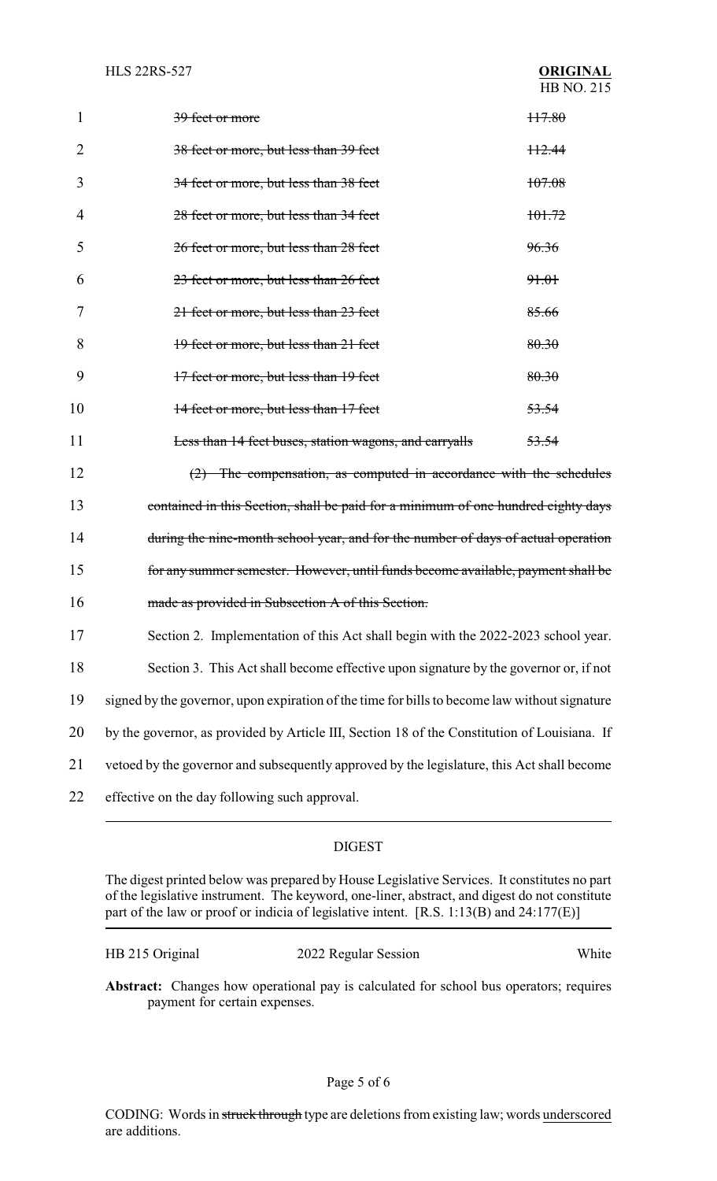| | |
|---|---|
| ~~39 feet or more~~ | ~~117.80~~ |
| ~~38 feet or more, but less than 39 feet~~ | ~~112.44~~ |
| ~~34 feet or more, but less than 38 feet~~ | ~~107.08~~ |
| ~~28 feet or more, but less than 34 feet~~ | ~~101.72~~ |
| ~~26 feet or more, but less than 28 feet~~ | ~~96.36~~ |
| ~~23 feet or more, but less than 26 feet~~ | ~~91.01~~ |
| ~~21 feet or more, but less than 23 feet~~ | ~~85.66~~ |
| ~~19 feet or more, but less than 21 feet~~ | ~~80.30~~ |
| ~~17 feet or more, but less than 19 feet~~ | ~~80.30~~ |
| ~~14 feet or more, but less than 17 feet~~ | ~~53.54~~ |
| ~~Less than 14 feet buses, station wagons, and carryalls~~ | ~~53.54~~ |

~~(2) The compensation, as computed in accordance with the schedules contained in this Section, shall be paid for a minimum of one hundred eighty days during the nine-month school year, and for the number of days of actual operation for any summer semester. However, until funds become available, payment shall be made as provided in Subsection A of this Section.~~

Section 2. Implementation of this Act shall begin with the 2022-2023 school year.

Section 3. This Act shall become effective upon signature by the governor or, if not signed by the governor, upon expiration of the time for bills to become law without signature by the governor, as provided by Article III, Section 18 of the Constitution of Louisiana. If vetoed by the governor and subsequently approved by the legislature, this Act shall become effective on the day following such approval.

## DIGEST

The digest printed below was prepared by House Legislative Services. It constitutes no part of the legislative instrument. The keyword, one-liner, abstract, and digest do not constitute part of the law or proof or indicia of legislative intent. [R.S. 1:13(B) and 24:177(E)]

HB 215 Original — 2022 Regular Session — White

**Abstract:** Changes how operational pay is calculated for school bus operators; requires payment for certain expenses.

CODING: Words in ~~struck through~~ type are deletions from existing law; words underscored are additions.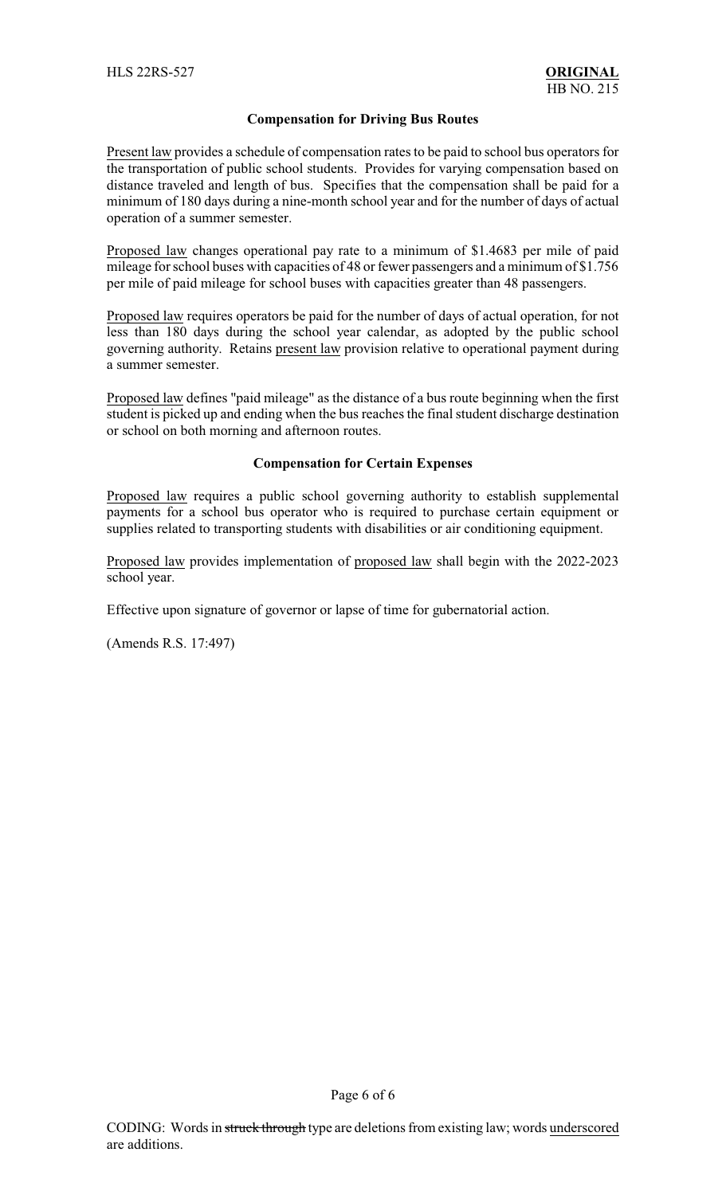### Compensation for Driving Bus Routes

Present law provides a schedule of compensation rates to be paid to school bus operators for the transportation of public school students. Provides for varying compensation based on distance traveled and length of bus. Specifies that the compensation shall be paid for a minimum of 180 days during a nine-month school year and for the number of days of actual operation of a summer semester.

Proposed law changes operational pay rate to a minimum of $1.4683 per mile of paid mileage for school buses with capacities of 48 or fewer passengers and a minimum of $1.756 per mile of paid mileage for school buses with capacities greater than 48 passengers.

Proposed law requires operators be paid for the number of days of actual operation, for not less than 180 days during the school year calendar, as adopted by the public school governing authority. Retains present law provision relative to operational payment during a summer semester.

Proposed law defines "paid mileage" as the distance of a bus route beginning when the first student is picked up and ending when the bus reaches the final student discharge destination or school on both morning and afternoon routes.

### Compensation for Certain Expenses

Proposed law requires a public school governing authority to establish supplemental payments for a school bus operator who is required to purchase certain equipment or supplies related to transporting students with disabilities or air conditioning equipment.

Proposed law provides implementation of proposed law shall begin with the 2022-2023 school year.

Effective upon signature of governor or lapse of time for gubernatorial action.

(Amends R.S. 17:497)